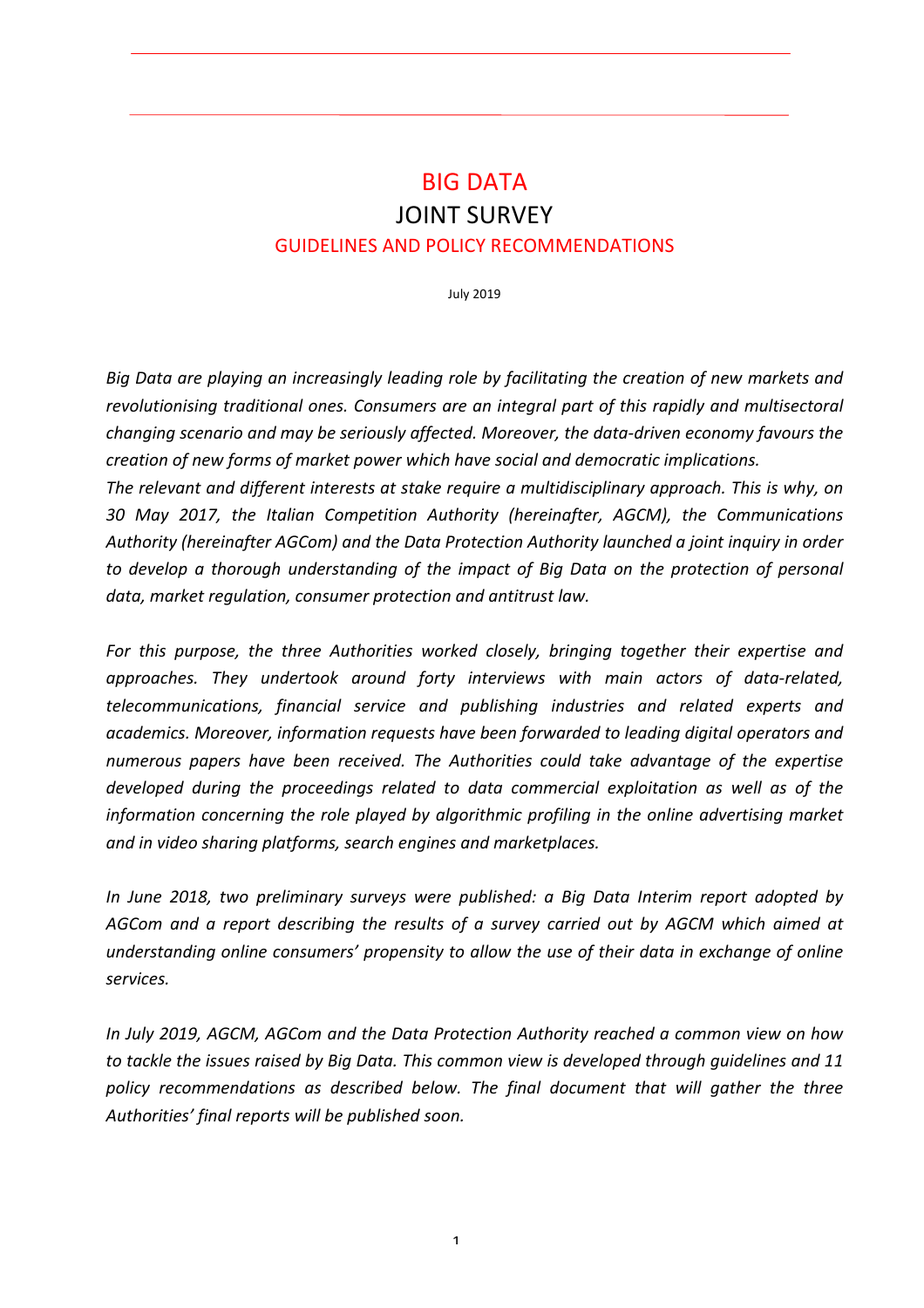# BIG DATA

## JOINT SURVEY

### GUIDELINES AND POLICY RECOMMENDATIONS

July 2019

*Big Data are playing an increasingly leading role by facilitating the creation of new markets and revolutionising traditional ones. Consumers are an integral part of this rapidly and multisectoral changing scenario and may be seriously affected. Moreover, the data-driven economy favours the creation of new forms of market power which have social and democratic implications.*
*The relevant and different interests at stake require a multidisciplinary approach. This is why, on 30 May 2017, the Italian Competition Authority (hereinafter, AGCM), the Communications Authority (hereinafter AGCom) and the Data Protection Authority launched a joint inquiry in order to develop a thorough understanding of the impact of Big Data on the protection of personal data, market regulation, consumer protection and antitrust law.*

*For this purpose, the three Authorities worked closely, bringing together their expertise and approaches. They undertook around forty interviews with main actors of data-related, telecommunications, financial service and publishing industries and related experts and academics. Moreover, information requests have been forwarded to leading digital operators and numerous papers have been received. The Authorities could take advantage of the expertise developed during the proceedings related to data commercial exploitation as well as of the information concerning the role played by algorithmic profiling in the online advertising market and in video sharing platforms, search engines and marketplaces.*

*In June 2018, two preliminary surveys were published: a Big Data Interim report adopted by AGCom and a report describing the results of a survey carried out by AGCM which aimed at understanding online consumers' propensity to allow the use of their data in exchange of online services.*

*In July 2019, AGCM, AGCom and the Data Protection Authority reached a common view on how to tackle the issues raised by Big Data. This common view is developed through guidelines and 11 policy recommendations as described below. The final document that will gather the three Authorities' final reports will be published soon.*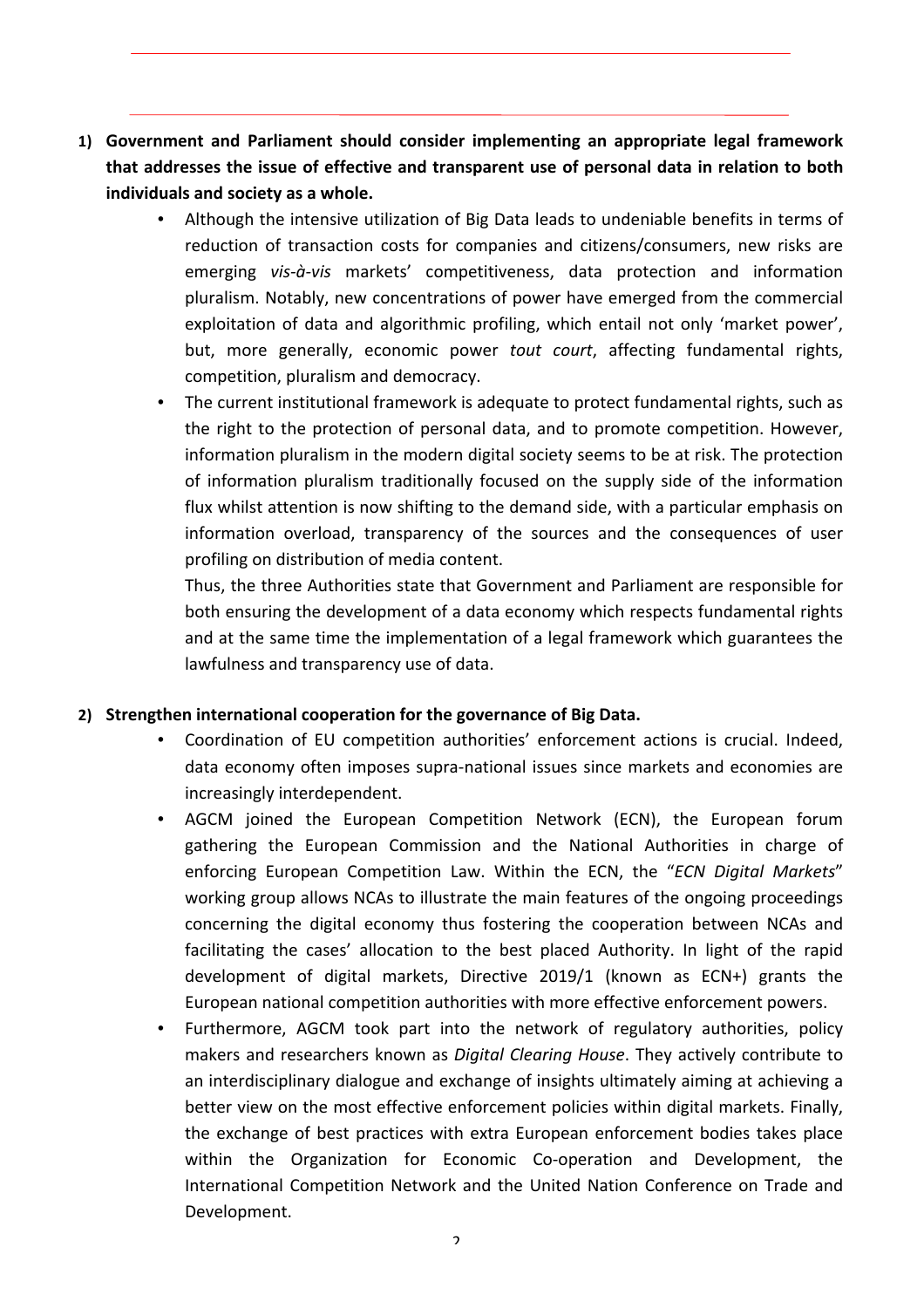1) **Government and Parliament should consider implementing an appropriate legal framework that addresses the issue of effective and transparent use of personal data in relation to both individuals and society as a whole.**

    - Although the intensive utilization of Big Data leads to undeniable benefits in terms of reduction of transaction costs for companies and citizens/consumers, new risks are emerging *vis-à-vis* markets' competitiveness, data protection and information pluralism. Notably, new concentrations of power have emerged from the commercial exploitation of data and algorithmic profiling, which entail not only 'market power', but, more generally, economic power *tout court*, affecting fundamental rights, competition, pluralism and democracy.
    - The current institutional framework is adequate to protect fundamental rights, such as the right to the protection of personal data, and to promote competition. However, information pluralism in the modern digital society seems to be at risk. The protection of information pluralism traditionally focused on the supply side of the information flux whilst attention is now shifting to the demand side, with a particular emphasis on information overload, transparency of the sources and the consequences of user profiling on distribution of media content.

      Thus, the three Authorities state that Government and Parliament are responsible for both ensuring the development of a data economy which respects fundamental rights and at the same time the implementation of a legal framework which guarantees the lawfulness and transparency use of data.

2) **Strengthen international cooperation for the governance of Big Data.**

    - Coordination of EU competition authorities' enforcement actions is crucial. Indeed, data economy often imposes supra-national issues since markets and economies are increasingly interdependent.
    - AGCM joined the European Competition Network (ECN), the European forum gathering the European Commission and the National Authorities in charge of enforcing European Competition Law. Within the ECN, the "*ECN Digital Markets*" working group allows NCAs to illustrate the main features of the ongoing proceedings concerning the digital economy thus fostering the cooperation between NCAs and facilitating the cases' allocation to the best placed Authority. In light of the rapid development of digital markets, Directive 2019/1 (known as ECN+) grants the European national competition authorities with more effective enforcement powers.
    - Furthermore, AGCM took part into the network of regulatory authorities, policy makers and researchers known as *Digital Clearing House*. They actively contribute to an interdisciplinary dialogue and exchange of insights ultimately aiming at achieving a better view on the most effective enforcement policies within digital markets. Finally, the exchange of best practices with extra European enforcement bodies takes place within the Organization for Economic Co-operation and Development, the International Competition Network and the United Nation Conference on Trade and Development.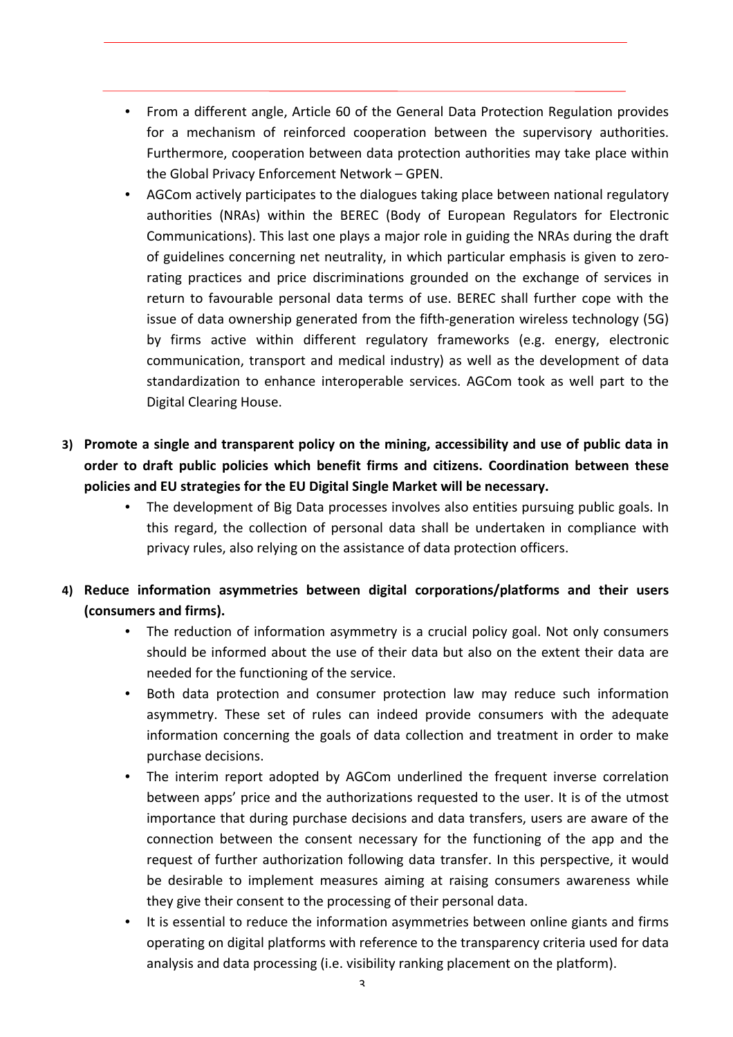- From a different angle, Article 60 of the General Data Protection Regulation provides for a mechanism of reinforced cooperation between the supervisory authorities. Furthermore, cooperation between data protection authorities may take place within the Global Privacy Enforcement Network – GPEN.
- AGCom actively participates to the dialogues taking place between national regulatory authorities (NRAs) within the BEREC (Body of European Regulators for Electronic Communications). This last one plays a major role in guiding the NRAs during the draft of guidelines concerning net neutrality, in which particular emphasis is given to zero-rating practices and price discriminations grounded on the exchange of services in return to favourable personal data terms of use. BEREC shall further cope with the issue of data ownership generated from the fifth-generation wireless technology (5G) by firms active within different regulatory frameworks (e.g. energy, electronic communication, transport and medical industry) as well as the development of data standardization to enhance interoperable services. AGCom took as well part to the Digital Clearing House.

3) **Promote a single and transparent policy on the mining, accessibility and use of public data in order to draft public policies which benefit firms and citizens. Coordination between these policies and EU strategies for the EU Digital Single Market will be necessary.**
    - The development of Big Data processes involves also entities pursuing public goals. In this regard, the collection of personal data shall be undertaken in compliance with privacy rules, also relying on the assistance of data protection officers.

4) **Reduce information asymmetries between digital corporations/platforms and their users (consumers and firms).**
    - The reduction of information asymmetry is a crucial policy goal. Not only consumers should be informed about the use of their data but also on the extent their data are needed for the functioning of the service.
    - Both data protection and consumer protection law may reduce such information asymmetry. These set of rules can indeed provide consumers with the adequate information concerning the goals of data collection and treatment in order to make purchase decisions.
    - The interim report adopted by AGCom underlined the frequent inverse correlation between apps' price and the authorizations requested to the user. It is of the utmost importance that during purchase decisions and data transfers, users are aware of the connection between the consent necessary for the functioning of the app and the request of further authorization following data transfer. In this perspective, it would be desirable to implement measures aiming at raising consumers awareness while they give their consent to the processing of their personal data.
    - It is essential to reduce the information asymmetries between online giants and firms operating on digital platforms with reference to the transparency criteria used for data analysis and data processing (i.e. visibility ranking placement on the platform).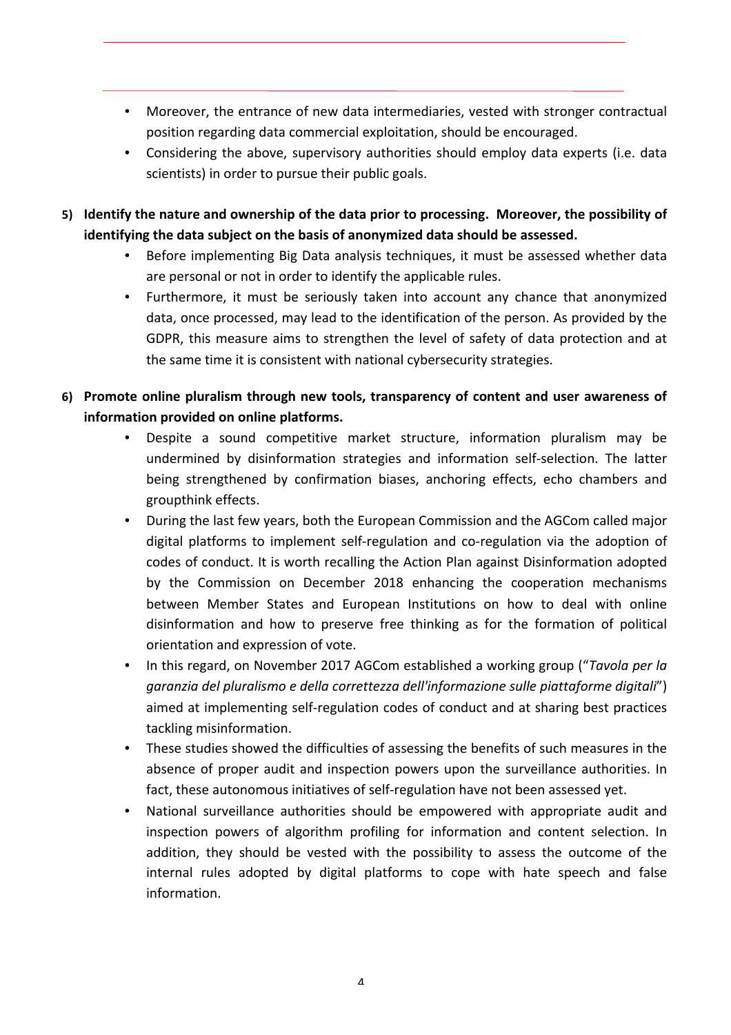- Moreover, the entrance of new data intermediaries, vested with stronger contractual position regarding data commercial exploitation, should be encouraged.
- Considering the above, supervisory authorities should employ data experts (i.e. data scientists) in order to pursue their public goals.

5) **Identify the nature and ownership of the data prior to processing. Moreover, the possibility of identifying the data subject on the basis of anonymized data should be assessed.**
   - Before implementing Big Data analysis techniques, it must be assessed whether data are personal or not in order to identify the applicable rules.
   - Furthermore, it must be seriously taken into account any chance that anonymized data, once processed, may lead to the identification of the person. As provided by the GDPR, this measure aims to strengthen the level of safety of data protection and at the same time it is consistent with national cybersecurity strategies.

6) **Promote online pluralism through new tools, transparency of content and user awareness of information provided on online platforms.**
   - Despite a sound competitive market structure, information pluralism may be undermined by disinformation strategies and information self-selection. The latter being strengthened by confirmation biases, anchoring effects, echo chambers and groupthink effects.
   - During the last few years, both the European Commission and the AGCom called major digital platforms to implement self-regulation and co-regulation via the adoption of codes of conduct. It is worth recalling the Action Plan against Disinformation adopted by the Commission on December 2018 enhancing the cooperation mechanisms between Member States and European Institutions on how to deal with online disinformation and how to preserve free thinking as for the formation of political orientation and expression of vote.
   - In this regard, on November 2017 AGCom established a working group ("*Tavola per la garanzia del pluralismo e della correttezza dell'informazione sulle piattaforme digitali*") aimed at implementing self-regulation codes of conduct and at sharing best practices tackling misinformation.
   - These studies showed the difficulties of assessing the benefits of such measures in the absence of proper audit and inspection powers upon the surveillance authorities. In fact, these autonomous initiatives of self-regulation have not been assessed yet.
   - National surveillance authorities should be empowered with appropriate audit and inspection powers of algorithm profiling for information and content selection. In addition, they should be vested with the possibility to assess the outcome of the internal rules adopted by digital platforms to cope with hate speech and false information.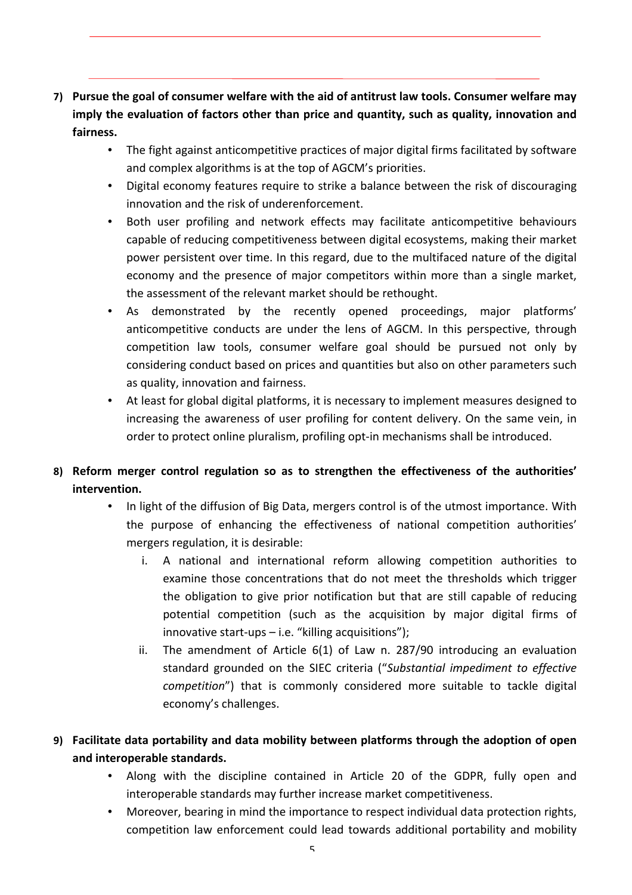7) **Pursue the goal of consumer welfare with the aid of antitrust law tools. Consumer welfare may imply the evaluation of factors other than price and quantity, such as quality, innovation and fairness.**
   - The fight against anticompetitive practices of major digital firms facilitated by software and complex algorithms is at the top of AGCM's priorities.
   - Digital economy features require to strike a balance between the risk of discouraging innovation and the risk of underenforcement.
   - Both user profiling and network effects may facilitate anticompetitive behaviours capable of reducing competitiveness between digital ecosystems, making their market power persistent over time. In this regard, due to the multifaced nature of the digital economy and the presence of major competitors within more than a single market, the assessment of the relevant market should be rethought.
   - As demonstrated by the recently opened proceedings, major platforms' anticompetitive conducts are under the lens of AGCM. In this perspective, through competition law tools, consumer welfare goal should be pursued not only by considering conduct based on prices and quantities but also on other parameters such as quality, innovation and fairness.
   - At least for global digital platforms, it is necessary to implement measures designed to increasing the awareness of user profiling for content delivery. On the same vein, in order to protect online pluralism, profiling opt-in mechanisms shall be introduced.

8) **Reform merger control regulation so as to strengthen the effectiveness of the authorities' intervention.**
   - In light of the diffusion of Big Data, mergers control is of the utmost importance. With the purpose of enhancing the effectiveness of national competition authorities' mergers regulation, it is desirable:
     i. A national and international reform allowing competition authorities to examine those concentrations that do not meet the thresholds which trigger the obligation to give prior notification but that are still capable of reducing potential competition (such as the acquisition by major digital firms of innovative start-ups – i.e. "killing acquisitions");
     ii. The amendment of Article 6(1) of Law n. 287/90 introducing an evaluation standard grounded on the SIEC criteria ("*Substantial impediment to effective competition*") that is commonly considered more suitable to tackle digital economy's challenges.

9) **Facilitate data portability and data mobility between platforms through the adoption of open and interoperable standards.**
   - Along with the discipline contained in Article 20 of the GDPR, fully open and interoperable standards may further increase market competitiveness.
   - Moreover, bearing in mind the importance to respect individual data protection rights, competition law enforcement could lead towards additional portability and mobility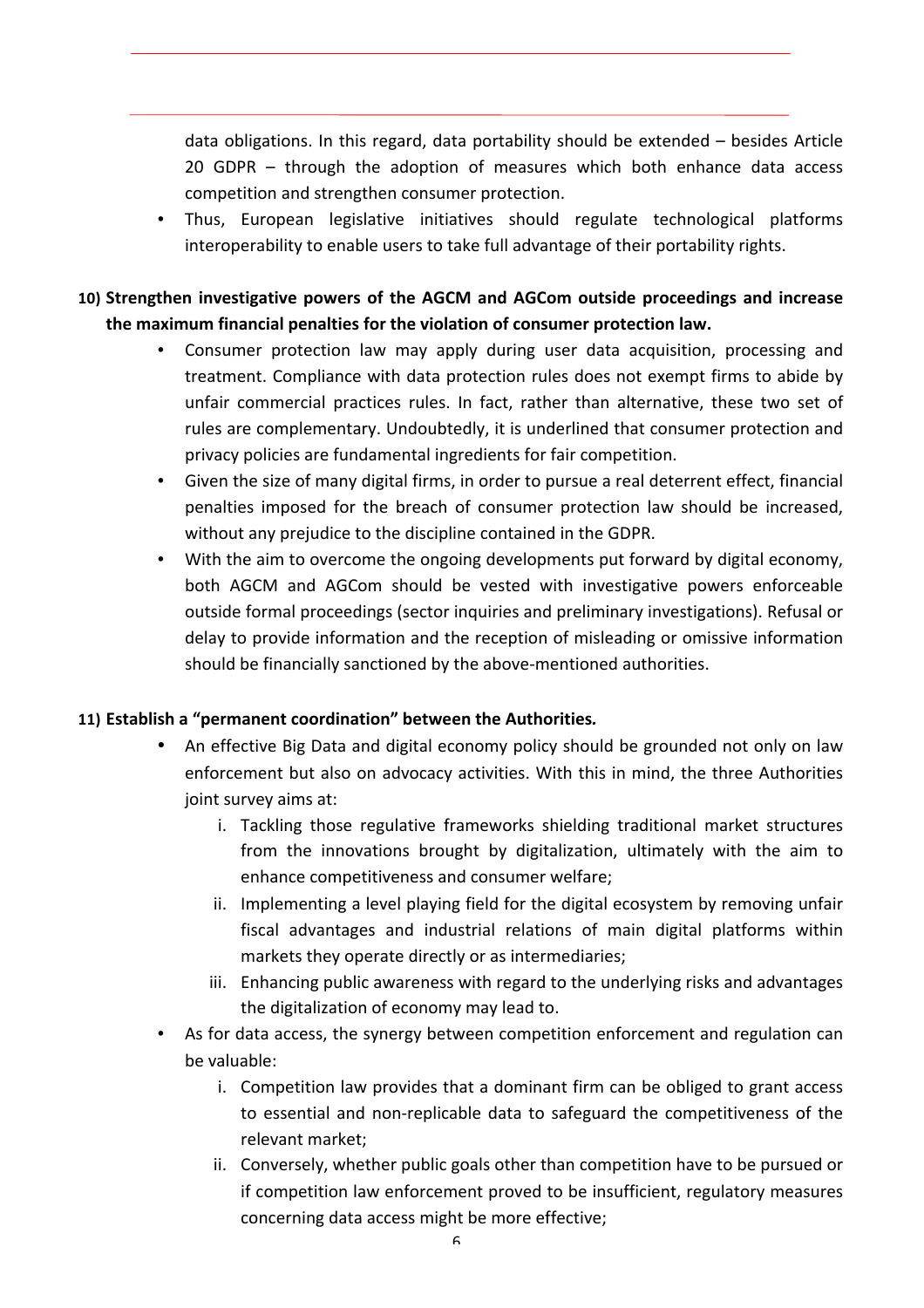data obligations. In this regard, data portability should be extended – besides Article 20 GDPR – through the adoption of measures which both enhance data access competition and strengthen consumer protection.

- Thus, European legislative initiatives should regulate technological platforms interoperability to enable users to take full advantage of their portability rights.

**10) Strengthen investigative powers of the AGCM and AGCom outside proceedings and increase the maximum financial penalties for the violation of consumer protection law.**

- Consumer protection law may apply during user data acquisition, processing and treatment. Compliance with data protection rules does not exempt firms to abide by unfair commercial practices rules. In fact, rather than alternative, these two set of rules are complementary. Undoubtedly, it is underlined that consumer protection and privacy policies are fundamental ingredients for fair competition.
- Given the size of many digital firms, in order to pursue a real deterrent effect, financial penalties imposed for the breach of consumer protection law should be increased, without any prejudice to the discipline contained in the GDPR.
- With the aim to overcome the ongoing developments put forward by digital economy, both AGCM and AGCom should be vested with investigative powers enforceable outside formal proceedings (sector inquiries and preliminary investigations). Refusal or delay to provide information and the reception of misleading or omissive information should be financially sanctioned by the above-mentioned authorities.

**11) Establish a "permanent coordination" between the Authorities.**

- An effective Big Data and digital economy policy should be grounded not only on law enforcement but also on advocacy activities. With this in mind, the three Authorities joint survey aims at:
  1. Tackling those regulative frameworks shielding traditional market structures from the innovations brought by digitalization, ultimately with the aim to enhance competitiveness and consumer welfare;
  2. Implementing a level playing field for the digital ecosystem by removing unfair fiscal advantages and industrial relations of main digital platforms within markets they operate directly or as intermediaries;
  3. Enhancing public awareness with regard to the underlying risks and advantages the digitalization of economy may lead to.
- As for data access, the synergy between competition enforcement and regulation can be valuable:
  1. Competition law provides that a dominant firm can be obliged to grant access to essential and non-replicable data to safeguard the competitiveness of the relevant market;
  2. Conversely, whether public goals other than competition have to be pursued or if competition law enforcement proved to be insufficient, regulatory measures concerning data access might be more effective;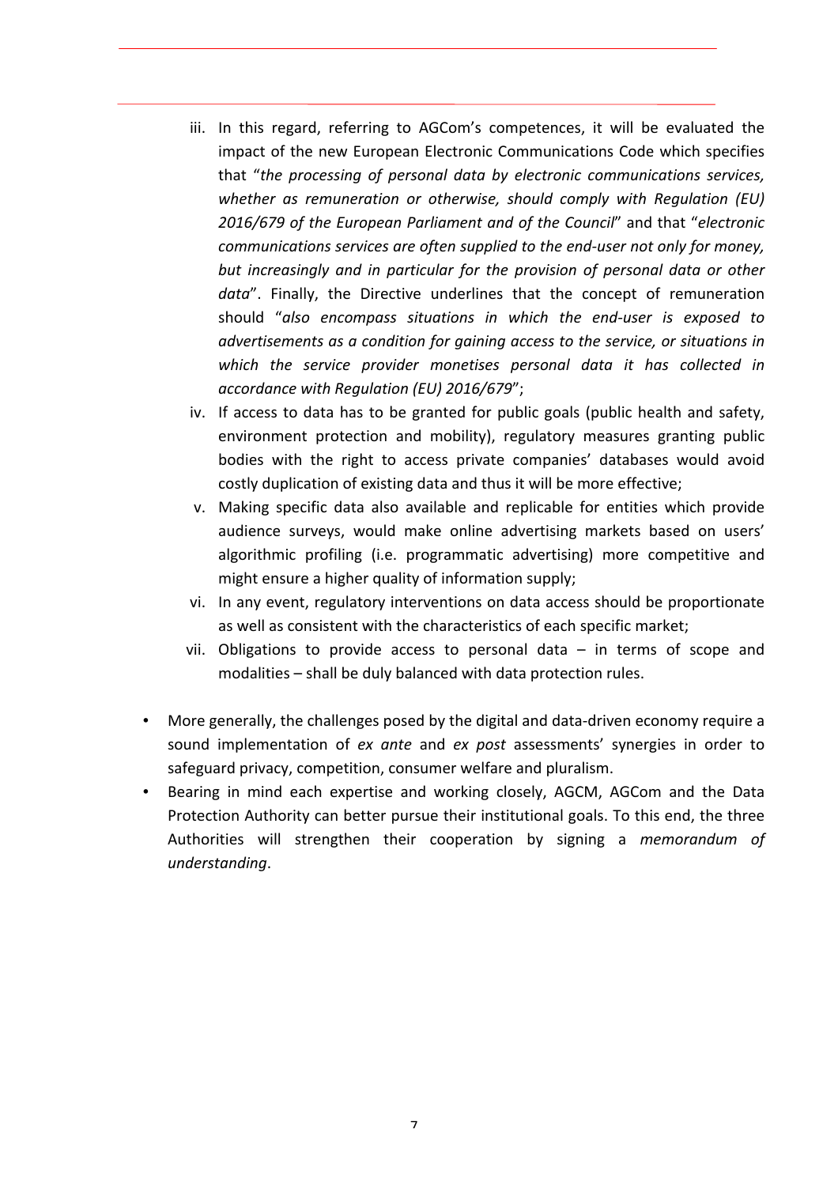iii. In this regard, referring to AGCom's competences, it will be evaluated the impact of the new European Electronic Communications Code which specifies that "*the processing of personal data by electronic communications services, whether as remuneration or otherwise, should comply with Regulation (EU) 2016/679 of the European Parliament and of the Council*" and that "*electronic communications services are often supplied to the end-user not only for money, but increasingly and in particular for the provision of personal data or other data*". Finally, the Directive underlines that the concept of remuneration should "*also encompass situations in which the end-user is exposed to advertisements as a condition for gaining access to the service, or situations in which the service provider monetises personal data it has collected in accordance with Regulation (EU) 2016/679*";

iv. If access to data has to be granted for public goals (public health and safety, environment protection and mobility), regulatory measures granting public bodies with the right to access private companies' databases would avoid costly duplication of existing data and thus it will be more effective;

v. Making specific data also available and replicable for entities which provide audience surveys, would make online advertising markets based on users' algorithmic profiling (i.e. programmatic advertising) more competitive and might ensure a higher quality of information supply;

vi. In any event, regulatory interventions on data access should be proportionate as well as consistent with the characteristics of each specific market;

vii. Obligations to provide access to personal data – in terms of scope and modalities – shall be duly balanced with data protection rules.

- More generally, the challenges posed by the digital and data-driven economy require a sound implementation of *ex ante* and *ex post* assessments' synergies in order to safeguard privacy, competition, consumer welfare and pluralism.
- Bearing in mind each expertise and working closely, AGCM, AGCom and the Data Protection Authority can better pursue their institutional goals. To this end, the three Authorities will strengthen their cooperation by signing a *memorandum of understanding*.